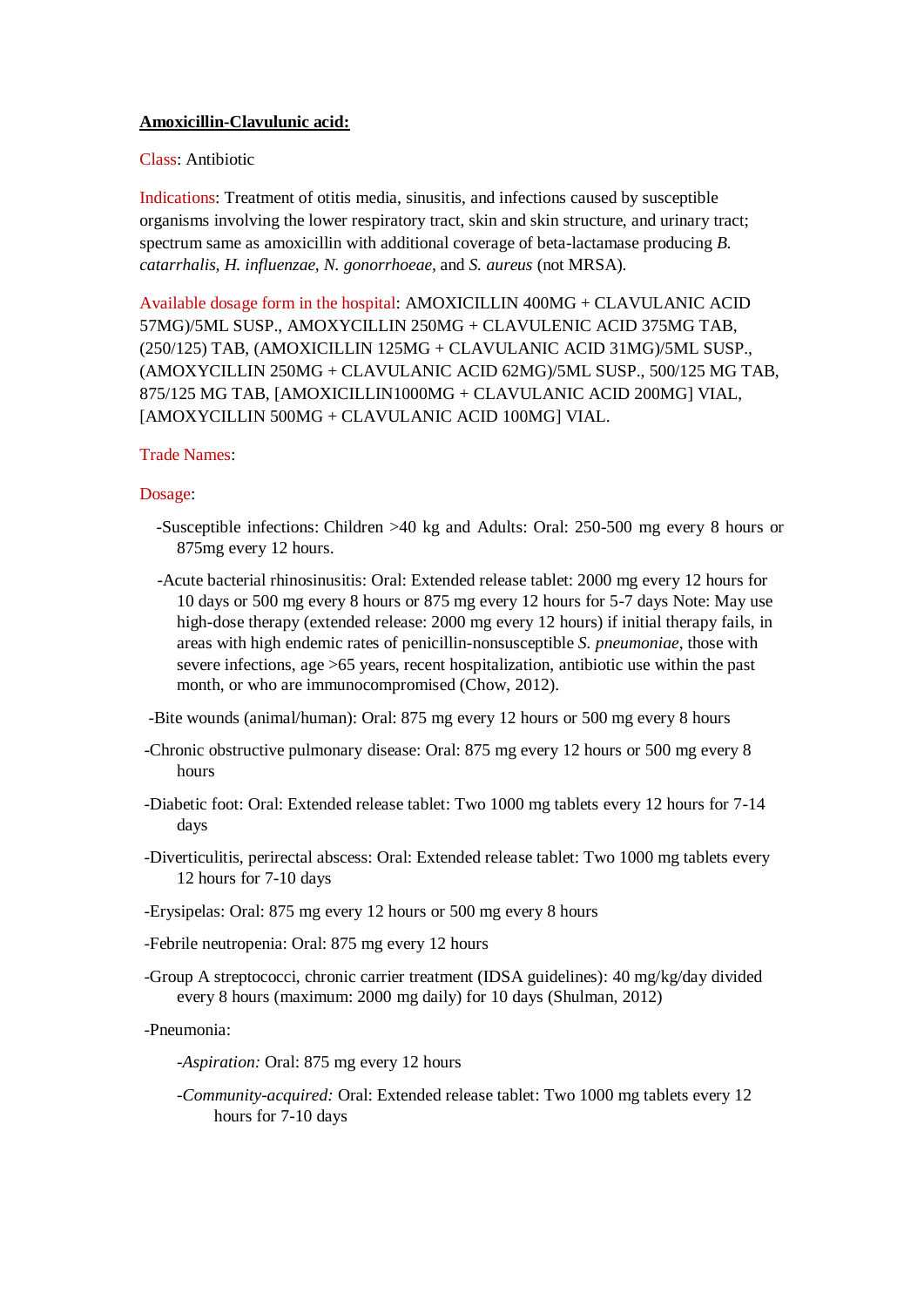**Amoxicillin-Clavulunic acid:**

Class: Antibiotic

Indications: Treatment of otitis media, sinusitis, and infections caused by susceptible organisms involving the lower respiratory tract, skin and skin structure, and urinary tract; spectrum same as amoxicillin with additional coverage of beta-lactamase producing *B. catarrhalis*, *H. influenzae*, *N. gonorrhoeae*, and *S. aureus* (not MRSA).

Available dosage form in the hospital: AMOXICILLIN 400MG + CLAVULANIC ACID 57MG)/5ML SUSP., AMOXYCILLIN 250MG + CLAVULENIC ACID 375MG TAB, (250/125) TAB, (AMOXICILLIN 125MG + CLAVULANIC ACID 31MG)/5ML SUSP., (AMOXYCILLIN 250MG + CLAVULANIC ACID 62MG)/5ML SUSP., 500/125 MG TAB, 875/125 MG TAB, [AMOXICILLIN1000MG + CLAVULANIC ACID 200MG] VIAL, [AMOXYCILLIN 500MG + CLAVULANIC ACID 100MG] VIAL.

Trade Names:

Dosage:

- -Susceptible infections: Children >40 kg and Adults: Oral: 250-500 mg every 8 hours or 875mg every 12 hours.
- -Acute bacterial rhinosinusitis: Oral: Extended release tablet: 2000 mg every 12 hours for 10 days or 500 mg every 8 hours or 875 mg every 12 hours for 5-7 days Note: May use high-dose therapy (extended release: 2000 mg every 12 hours) if initial therapy fails, in areas with high endemic rates of penicillin-nonsusceptible *S. pneumoniae*, those with severe infections, age >65 years, recent hospitalization, antibiotic use within the past month, or who are immunocompromised (Chow, 2012).
- -Bite wounds (animal/human): Oral: 875 mg every 12 hours or 500 mg every 8 hours
- -Chronic obstructive pulmonary disease: Oral: 875 mg every 12 hours or 500 mg every 8 hours
- -Diabetic foot: Oral: Extended release tablet: Two 1000 mg tablets every 12 hours for 7-14 days
- -Diverticulitis, perirectal abscess: Oral: Extended release tablet: Two 1000 mg tablets every 12 hours for 7-10 days
- -Erysipelas: Oral: 875 mg every 12 hours or 500 mg every 8 hours
- -Febrile neutropenia: Oral: 875 mg every 12 hours
- -Group A streptococci, chronic carrier treatment (IDSA guidelines): 40 mg/kg/day divided every 8 hours (maximum: 2000 mg daily) for 10 days (Shulman, 2012)
- -Pneumonia:
  - -*Aspiration:* Oral: 875 mg every 12 hours
  - -*Community-acquired:* Oral: Extended release tablet: Two 1000 mg tablets every 12 hours for 7-10 days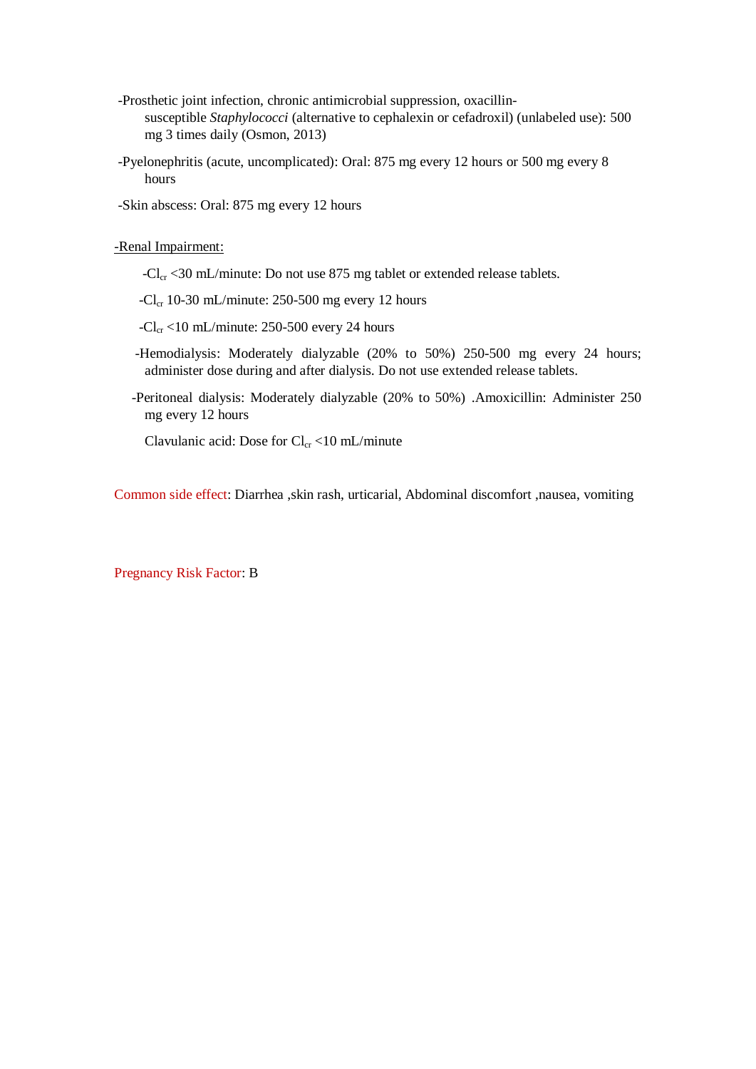-Prosthetic joint infection, chronic antimicrobial suppression, oxacillin-susceptible *Staphylococci* (alternative to cephalexin or cefadroxil) (unlabeled use): 500 mg 3 times daily (Osmon, 2013)

-Pyelonephritis (acute, uncomplicated): Oral: 875 mg every 12 hours or 500 mg every 8 hours

-Skin abscess: Oral: 875 mg every 12 hours

-Renal Impairment:

-$Cl_{cr}$ <30 mL/minute: Do not use 875 mg tablet or extended release tablets.

-$Cl_{cr}$ 10-30 mL/minute: 250-500 mg every 12 hours

-$Cl_{cr}$ <10 mL/minute: 250-500 every 24 hours

-Hemodialysis: Moderately dialyzable (20% to 50%) 250-500 mg every 24 hours; administer dose during and after dialysis. Do not use extended release tablets.

-Peritoneal dialysis: Moderately dialyzable (20% to 50%) .Amoxicillin: Administer 250 mg every 12 hours

Clavulanic acid: Dose for $Cl_{cr}$ <10 mL/minute

Common side effect: Diarrhea ,skin rash, urticarial, Abdominal discomfort ,nausea, vomiting

Pregnancy Risk Factor: B